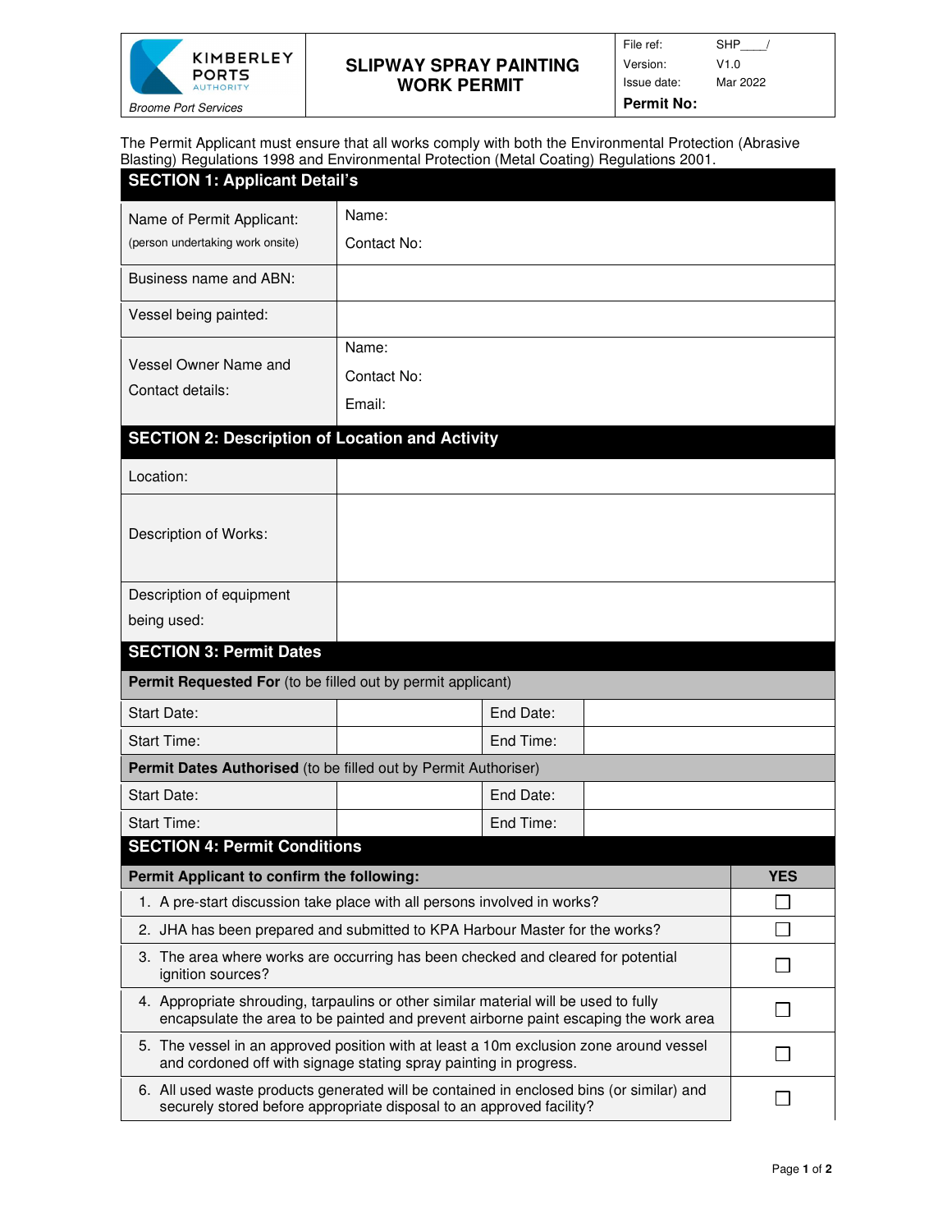| KIMBERLEY PORTS AUTHORITY *Broome Port Services* | **SLIPWAY SPRAY PAINTING WORK PERMIT** | File ref: SHP____/ Version: V1.0 Issue date: Mar 2022 **Permit No:** |
|---|---|---|

The Permit Applicant must ensure that all works comply with both the Environmental Protection (Abrasive Blasting) Regulations 1998 and Environmental Protection (Metal Coating) Regulations 2001.

## SECTION 1: Applicant Detail's

| | |
|---|---|
| Name of Permit Applicant: (person undertaking work onsite) | Name: Contact No: |
| Business name and ABN: | |
| Vessel being painted: | |
| Vessel Owner Name and Contact details: | Name: Contact No: Email: |

## SECTION 2: Description of Location and Activity

| | |
|---|---|
| Location: | |
| Description of Works: | |
| Description of equipment being used: | |

## SECTION 3: Permit Dates

| **Permit Requested For** (to be filled out by permit applicant) | | | |
|---|---|---|---|
| Start Date: | | End Date: | |
| Start Time: | | End Time: | |
| **Permit Dates Authorised** (to be filled out by Permit Authoriser) | | | |
| Start Date: | | End Date: | |
| Start Time: | | End Time: | |

## SECTION 4: Permit Conditions

| **Permit Applicant to confirm the following:** | **YES** |
|---|---|
| 1. A pre-start discussion take place with all persons involved in works? | ☐ |
| 2. JHA has been prepared and submitted to KPA Harbour Master for the works? | ☐ |
| 3. The area where works are occurring has been checked and cleared for potential ignition sources? | ☐ |
| 4. Appropriate shrouding, tarpaulins or other similar material will be used to fully encapsulate the area to be painted and prevent airborne paint escaping the work area | ☐ |
| 5. The vessel in an approved position with at least a 10m exclusion zone around vessel and cordoned off with signage stating spray painting in progress. | ☐ |
| 6. All used waste products generated will be contained in enclosed bins (or similar) and securely stored before appropriate disposal to an approved facility? | ☐ |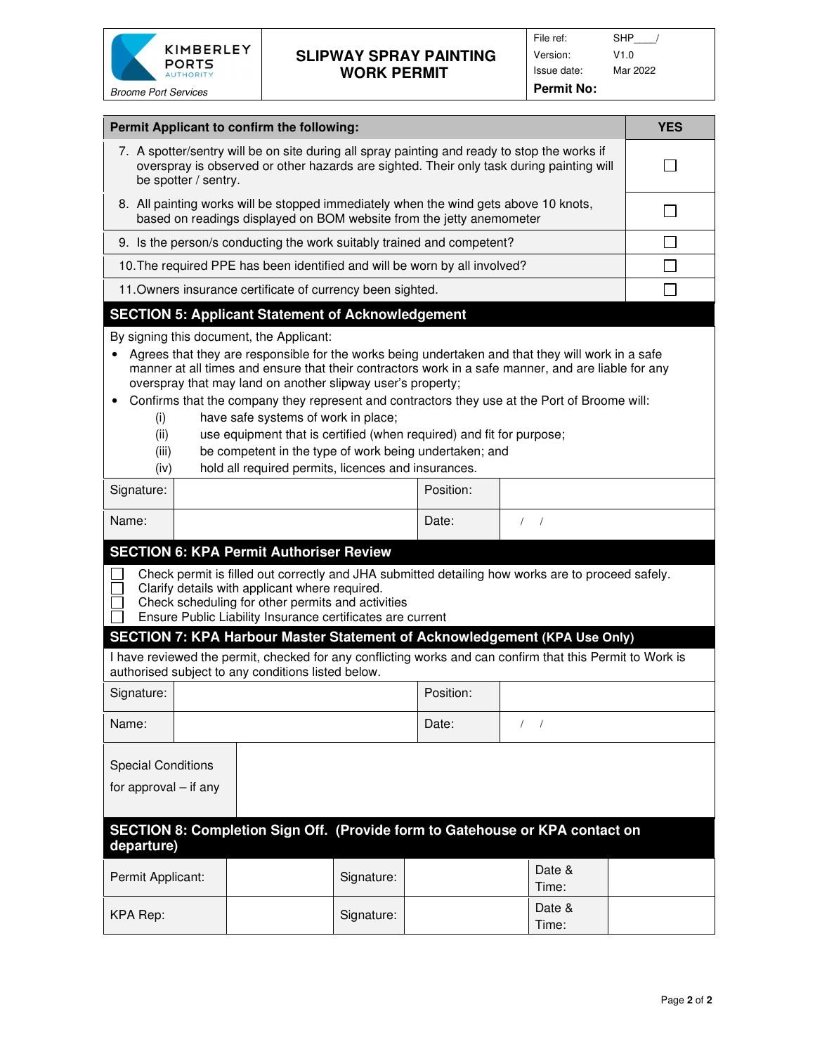| KIMBERLEY PORTS AUTHORITY<br>*Broome Port Services* | **SLIPWAY SPRAY PAINTING WORK PERMIT** | File ref: SHP____/<br>Version: V1.0<br>Issue date: Mar 2022<br>**Permit No:** |
|---|---|---|

| **Permit Applicant to confirm the following:** | **YES** |
|---|---|
| 7. A spotter/sentry will be on site during all spray painting and ready to stop the works if overspray is observed or other hazards are sighted. Their only task during painting will be spotter / sentry. | ☐ |
| 8. All painting works will be stopped immediately when the wind gets above 10 knots, based on readings displayed on BOM website from the jetty anemometer | ☐ |
| 9. Is the person/s conducting the work suitably trained and competent? | ☐ |
| 10. The required PPE has been identified and will be worn by all involved? | ☐ |
| 11. Owners insurance certificate of currency been sighted. | ☐ |

## SECTION 5: Applicant Statement of Acknowledgement

By signing this document, the Applicant:

- Agrees that they are responsible for the works being undertaken and that they will work in a safe manner at all times and ensure that their contractors work in a safe manner, and are liable for any overspray that may land on another slipway user's property;
- Confirms that the company they represent and contractors they use at the Port of Broome will:
  - (i) have safe systems of work in place;
  - (ii) use equipment that is certified (when required) and fit for purpose;
  - (iii) be competent in the type of work being undertaken; and
  - (iv) hold all required permits, licences and insurances.

| | | | |
|---|---|---|---|
| Signature: | | Position: | |
| Name: | | Date: | / / |

## SECTION 6: KPA Permit Authoriser Review

- ☐ Check permit is filled out correctly and JHA submitted detailing how works are to proceed safely.
- ☐ Clarify details with applicant where required.
- ☐ Check scheduling for other permits and activities
- ☐ Ensure Public Liability Insurance certificates are current

## SECTION 7: KPA Harbour Master Statement of Acknowledgement (KPA Use Only)

I have reviewed the permit, checked for any conflicting works and can confirm that this Permit to Work is authorised subject to any conditions listed below.

| | | | |
|---|---|---|---|
| Signature: | | Position: | |
| Name: | | Date: | / / |

| | |
|---|---|
| Special Conditions for approval – if any | |

## SECTION 8: Completion Sign Off. (Provide form to Gatehouse or KPA contact on departure)

| | | | | | |
|---|---|---|---|---|---|
| Permit Applicant: | | Signature: | | Date & Time: | |
| KPA Rep: | | Signature: | | Date & Time: | |